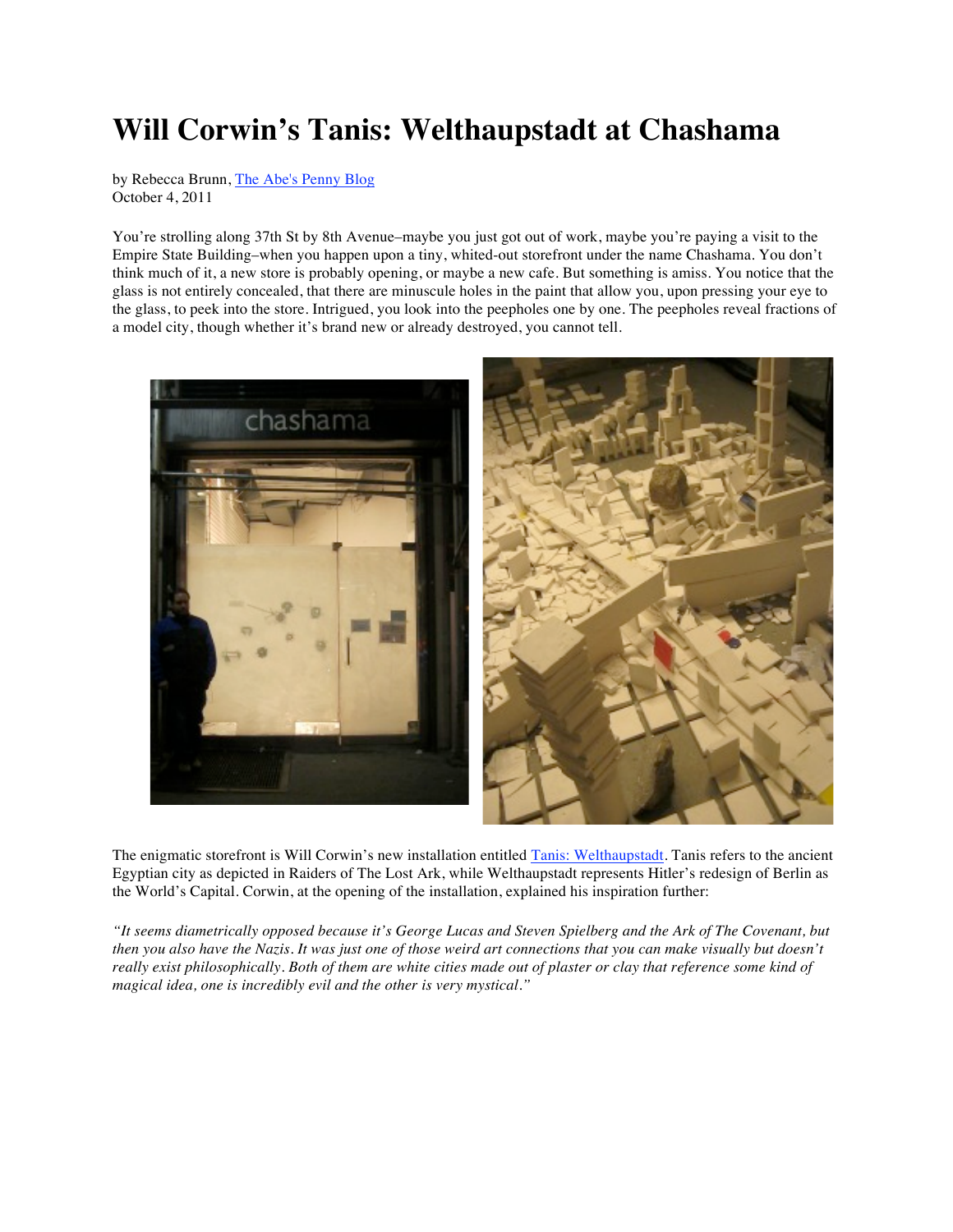# Will Corwin's Tanis: Welthaupstadt at Chashama

by Rebecca Brunn, [The Abe's Penny Blog]
October 4, 2011

You're strolling along 37th St by 8th Avenue–maybe you just got out of work, maybe you're paying a visit to the Empire State Building–when you happen upon a tiny, whited-out storefront under the name Chashama. You don't think much of it, a new store is probably opening, or maybe a new cafe. But something is amiss. You notice that the glass is not entirely concealed, that there are minuscule holes in the paint that allow you, upon pressing your eye to the glass, to peek into the store. Intrigued, you look into the peepholes one by one. The peepholes reveal fractions of a model city, though whether it's brand new or already destroyed, you cannot tell.

The enigmatic storefront is Will Corwin's new installation entitled [Tanis: Welthaupstadt]. Tanis refers to the ancient Egyptian city as depicted in Raiders of The Lost Ark, while Welthaupstadt represents Hitler's redesign of Berlin as the World's Capital. Corwin, at the opening of the installation, explained his inspiration further:

*"It seems diametrically opposed because it's George Lucas and Steven Spielberg and the Ark of The Covenant, but then you also have the Nazis. It was just one of those weird art connections that you can make visually but doesn't really exist philosophically. Both of them are white cities made out of plaster or clay that reference some kind of magical idea, one is incredibly evil and the other is very mystical."*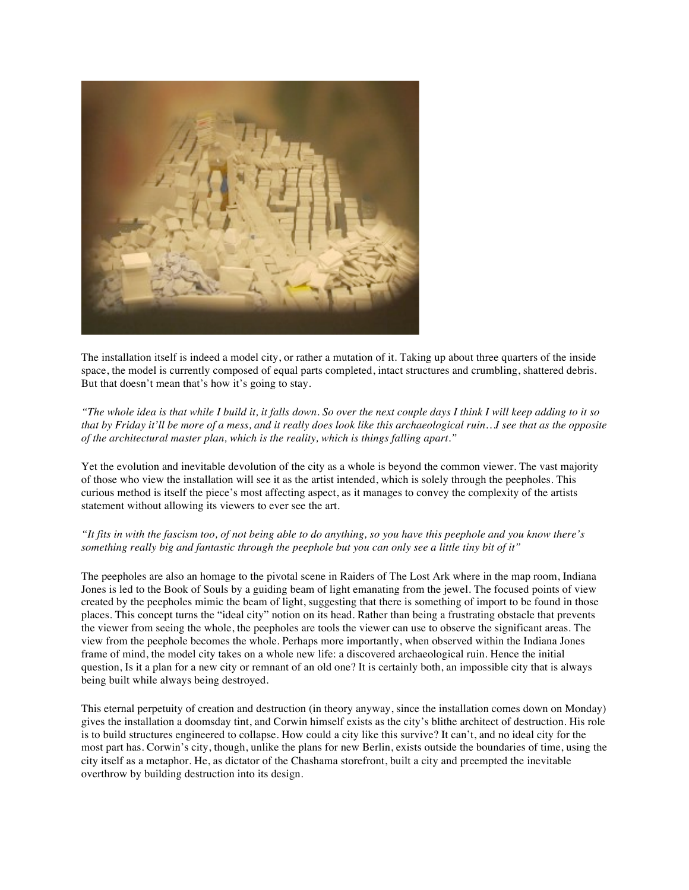The installation itself is indeed a model city, or rather a mutation of it. Taking up about three quarters of the inside space, the model is currently composed of equal parts completed, intact structures and crumbling, shattered debris. But that doesn't mean that's how it's going to stay.

*"The whole idea is that while I build it, it falls down. So over the next couple days I think I will keep adding to it so that by Friday it'll be more of a mess, and it really does look like this archaeological ruin…I see that as the opposite of the architectural master plan, which is the reality, which is things falling apart."*

Yet the evolution and inevitable devolution of the city as a whole is beyond the common viewer. The vast majority of those who view the installation will see it as the artist intended, which is solely through the peepholes. This curious method is itself the piece's most affecting aspect, as it manages to convey the complexity of the artists statement without allowing its viewers to ever see the art.

*"It fits in with the fascism too, of not being able to do anything, so you have this peephole and you know there's something really big and fantastic through the peephole but you can only see a little tiny bit of it"*

The peepholes are also an homage to the pivotal scene in Raiders of The Lost Ark where in the map room, Indiana Jones is led to the Book of Souls by a guiding beam of light emanating from the jewel. The focused points of view created by the peepholes mimic the beam of light, suggesting that there is something of import to be found in those places. This concept turns the "ideal city" notion on its head. Rather than being a frustrating obstacle that prevents the viewer from seeing the whole, the peepholes are tools the viewer can use to observe the significant areas. The view from the peephole becomes the whole. Perhaps more importantly, when observed within the Indiana Jones frame of mind, the model city takes on a whole new life: a discovered archaeological ruin. Hence the initial question, Is it a plan for a new city or remnant of an old one? It is certainly both, an impossible city that is always being built while always being destroyed.

This eternal perpetuity of creation and destruction (in theory anyway, since the installation comes down on Monday) gives the installation a doomsday tint, and Corwin himself exists as the city's blithe architect of destruction. His role is to build structures engineered to collapse. How could a city like this survive? It can't, and no ideal city for the most part has. Corwin's city, though, unlike the plans for new Berlin, exists outside the boundaries of time, using the city itself as a metaphor. He, as dictator of the Chashama storefront, built a city and preempted the inevitable overthrow by building destruction into its design.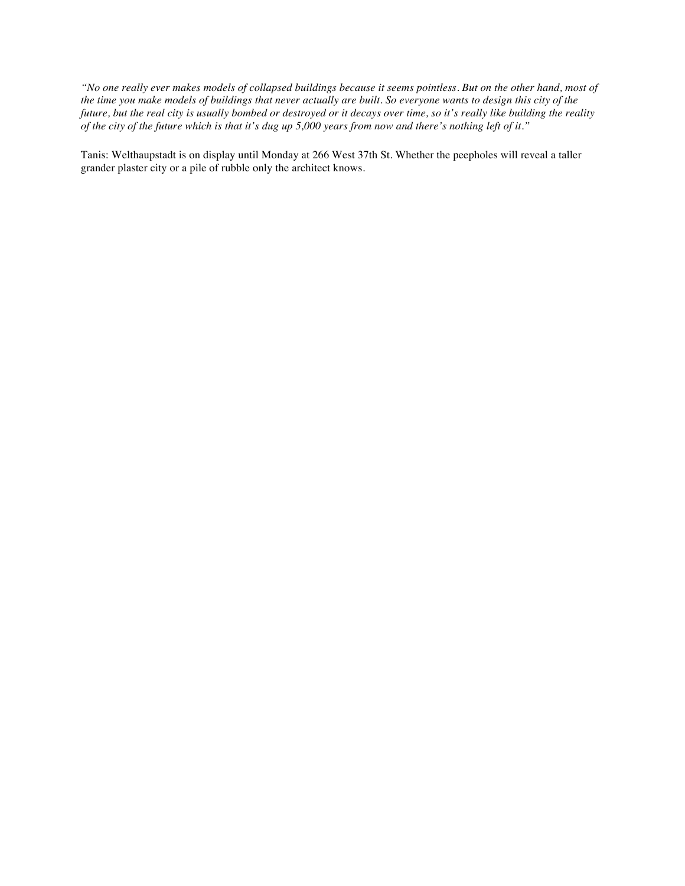*"No one really ever makes models of collapsed buildings because it seems pointless. But on the other hand, most of the time you make models of buildings that never actually are built. So everyone wants to design this city of the future, but the real city is usually bombed or destroyed or it decays over time, so it's really like building the reality of the city of the future which is that it's dug up 5,000 years from now and there's nothing left of it."*

Tanis: Welthaupstadt is on display until Monday at 266 West 37th St. Whether the peepholes will reveal a taller grander plaster city or a pile of rubble only the architect knows.